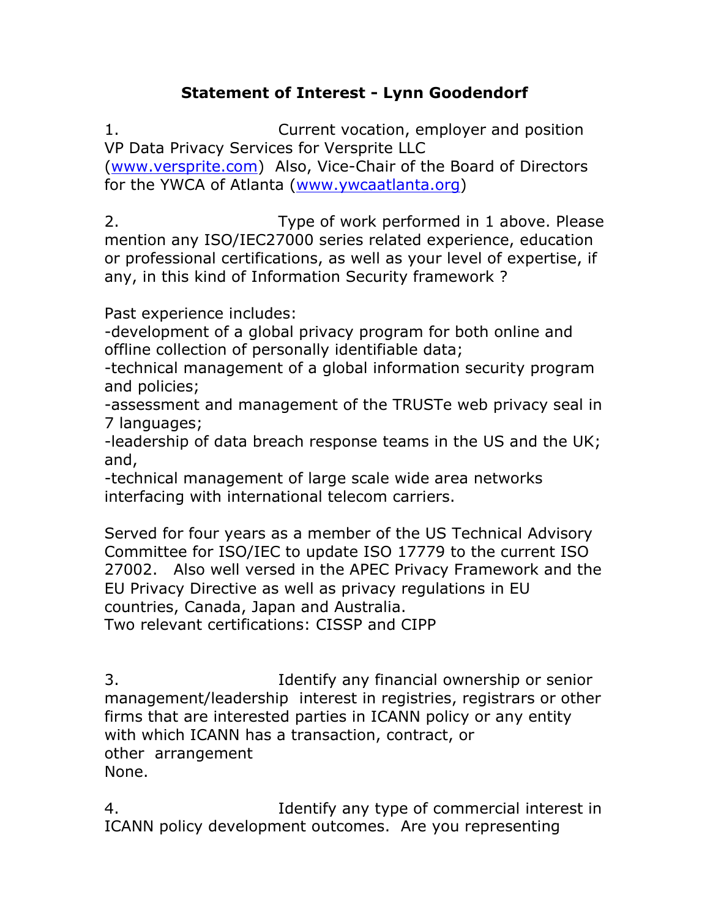# Statement of Interest - Lynn Goodendorf

1. Current vocation, employer and position
VP Data Privacy Services for Versprite LLC ([www.versprite.com](http://www.versprite.com)) Also, Vice-Chair of the Board of Directors for the YWCA of Atlanta ([www.ywcaatlanta.org](http://www.ywcaatlanta.org))

2. Type of work performed in 1 above. Please mention any ISO/IEC27000 series related experience, education or professional certifications, as well as your level of expertise, if any, in this kind of Information Security framework ?

Past experience includes:
-development of a global privacy program for both online and offline collection of personally identifiable data;
-technical management of a global information security program and policies;
-assessment and management of the TRUSTe web privacy seal in 7 languages;
-leadership of data breach response teams in the US and the UK; and,
-technical management of large scale wide area networks interfacing with international telecom carriers.

Served for four years as a member of the US Technical Advisory Committee for ISO/IEC to update ISO 17779 to the current ISO 27002. Also well versed in the APEC Privacy Framework and the EU Privacy Directive as well as privacy regulations in EU countries, Canada, Japan and Australia.
Two relevant certifications: CISSP and CIPP

3. Identify any financial ownership or senior management/leadership interest in registries, registrars or other firms that are interested parties in ICANN policy or any entity with which ICANN has a transaction, contract, or other arrangement
None.

4. Identify any type of commercial interest in ICANN policy development outcomes. Are you representing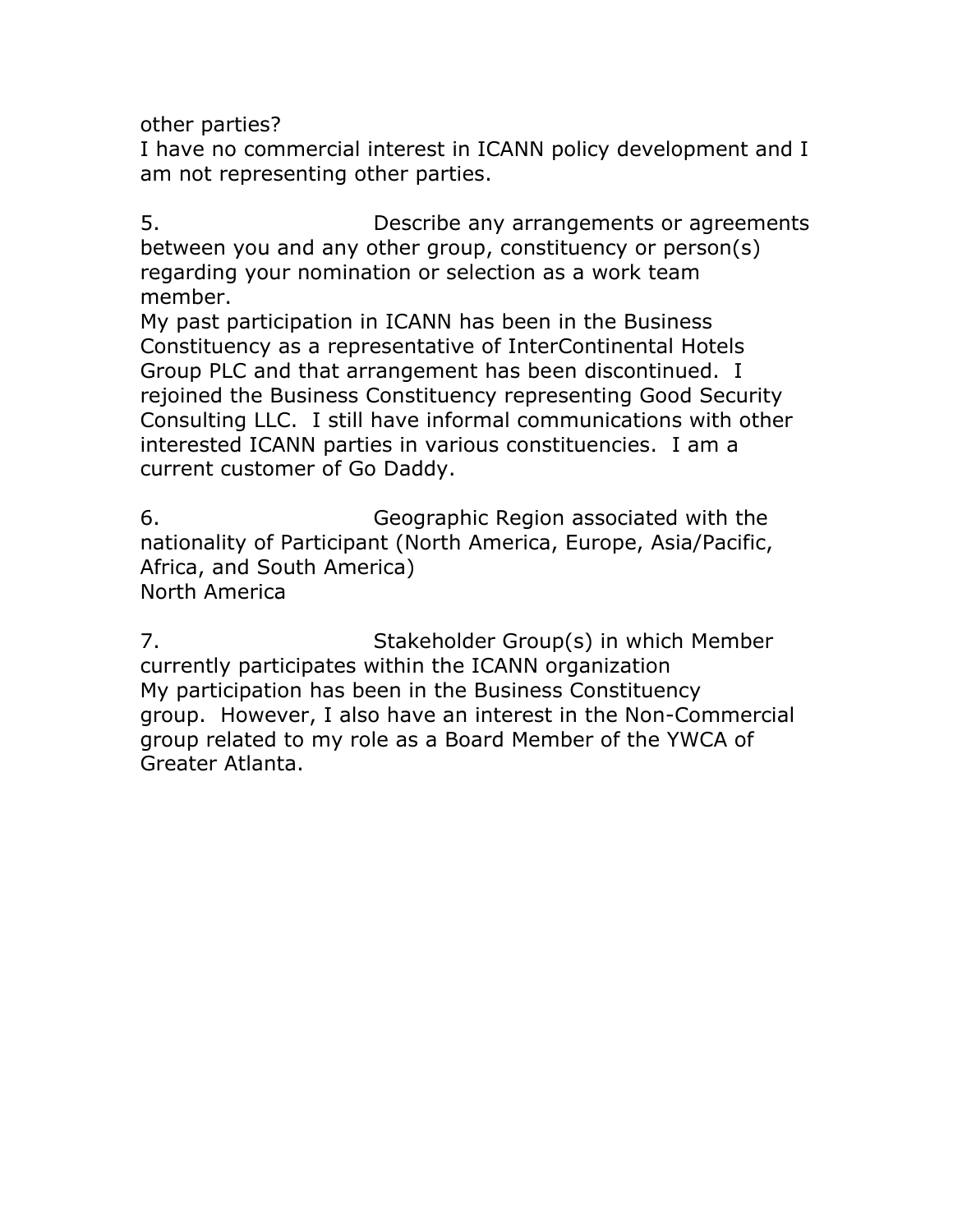other parties?
I have no commercial interest in ICANN policy development and I am not representing other parties.

5. Describe any arrangements or agreements between you and any other group, constituency or person(s) regarding your nomination or selection as a work team member.
My past participation in ICANN has been in the Business Constituency as a representative of InterContinental Hotels Group PLC and that arrangement has been discontinued. I rejoined the Business Constituency representing Good Security Consulting LLC. I still have informal communications with other interested ICANN parties in various constituencies. I am a current customer of Go Daddy.

6. Geographic Region associated with the nationality of Participant (North America, Europe, Asia/Pacific, Africa, and South America)
North America

7. Stakeholder Group(s) in which Member currently participates within the ICANN organization
My participation has been in the Business Constituency group. However, I also have an interest in the Non-Commercial group related to my role as a Board Member of the YWCA of Greater Atlanta.